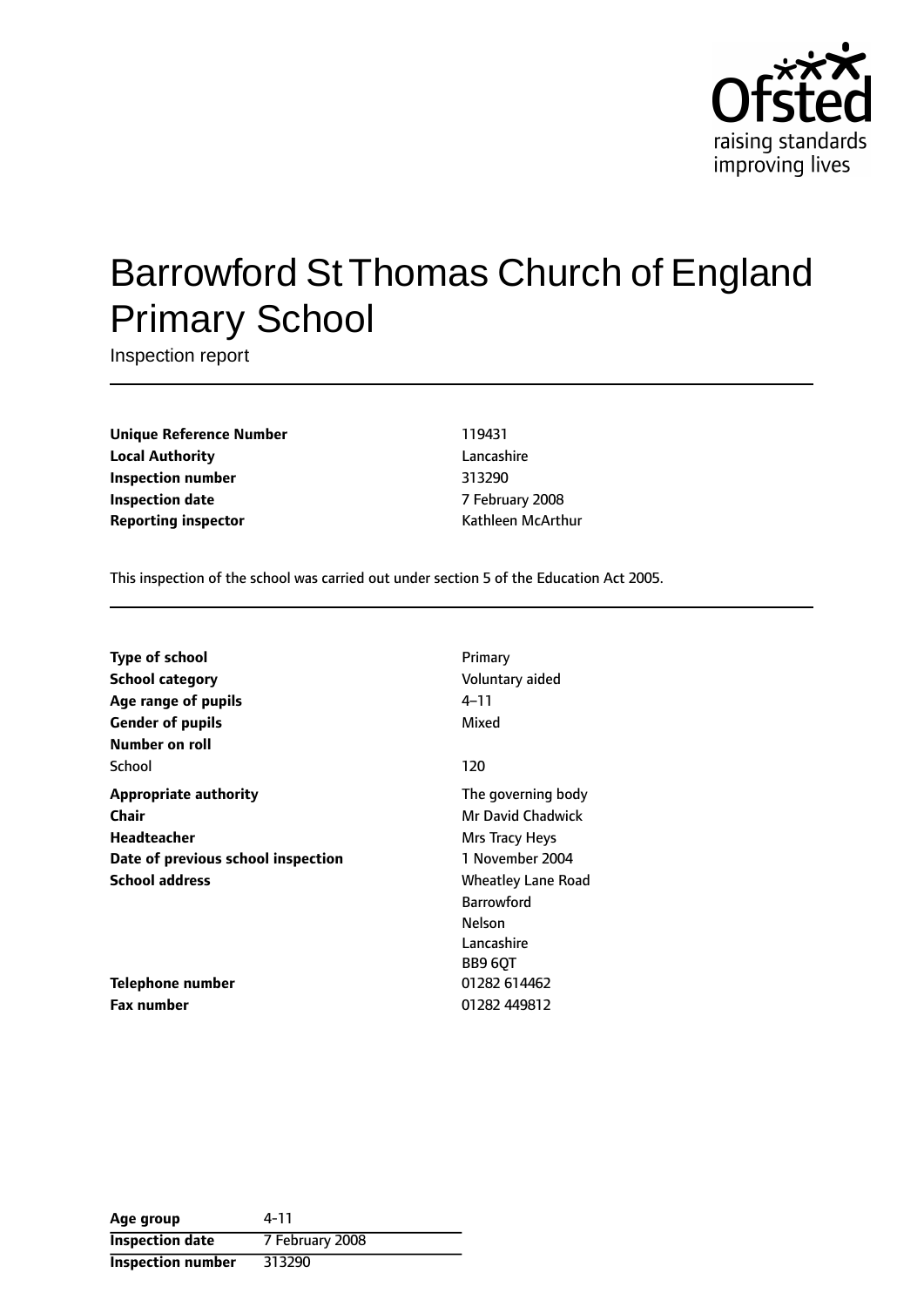Ofsted
raising standards
improving lives

# Barrowford St Thomas Church of England Primary School

Inspection report

| | |
|---|---|
| **Unique Reference Number** | 119431 |
| **Local Authority** | Lancashire |
| **Inspection number** | 313290 |
| **Inspection date** | 7 February 2008 |
| **Reporting inspector** | Kathleen McArthur |

This inspection of the school was carried out under section 5 of the Education Act 2005.

| | |
|---|---|
| **Type of school** | Primary |
| **School category** | Voluntary aided |
| **Age range of pupils** | 4–11 |
| **Gender of pupils** | Mixed |
| **Number on roll** | |
| School | 120 |
| **Appropriate authority** | The governing body |
| **Chair** | Mr David Chadwick |
| **Headteacher** | Mrs Tracy Heys |
| **Date of previous school inspection** | 1 November 2004 |
| **School address** | Wheatley Lane Road<br>Barrowford<br>Nelson<br>Lancashire<br>BB9 6QT |
| **Telephone number** | 01282 614462 |
| **Fax number** | 01282 449812 |

| | |
|---|---|
| **Age group** | 4-11 |
| **Inspection date** | 7 February 2008 |
| **Inspection number** | 313290 |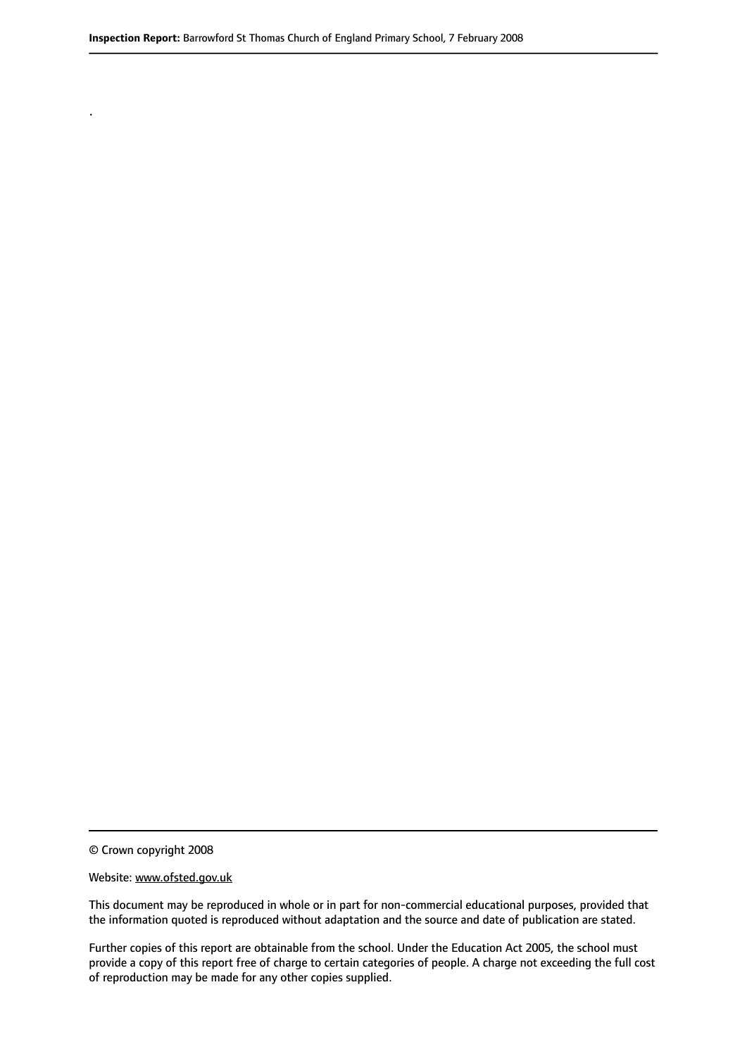.

© Crown copyright 2008

Website: www.ofsted.gov.uk

This document may be reproduced in whole or in part for non-commercial educational purposes, provided that the information quoted is reproduced without adaptation and the source and date of publication are stated.

Further copies of this report are obtainable from the school. Under the Education Act 2005, the school must provide a copy of this report free of charge to certain categories of people. A charge not exceeding the full cost of reproduction may be made for any other copies supplied.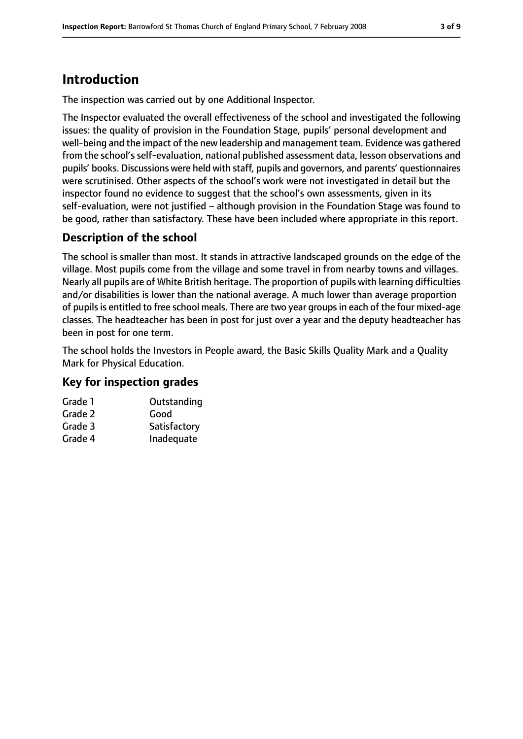# Introduction

The inspection was carried out by one Additional Inspector.

The Inspector evaluated the overall effectiveness of the school and investigated the following issues: the quality of provision in the Foundation Stage, pupils' personal development and well-being and the impact of the new leadership and management team. Evidence was gathered from the school's self-evaluation, national published assessment data, lesson observations and pupils' books. Discussions were held with staff, pupils and governors, and parents' questionnaires were scrutinised. Other aspects of the school's work were not investigated in detail but the inspector found no evidence to suggest that the school's own assessments, given in its self-evaluation, were not justified – although provision in the Foundation Stage was found to be good, rather than satisfactory. These have been included where appropriate in this report.

## Description of the school

The school is smaller than most. It stands in attractive landscaped grounds on the edge of the village. Most pupils come from the village and some travel in from nearby towns and villages. Nearly all pupils are of White British heritage. The proportion of pupils with learning difficulties and/or disabilities is lower than the national average. A much lower than average proportion of pupils is entitled to free school meals. There are two year groups in each of the four mixed-age classes. The headteacher has been in post for just over a year and the deputy headteacher has been in post for one term.

The school holds the Investors in People award, the Basic Skills Quality Mark and a Quality Mark for Physical Education.

## Key for inspection grades

| | |
|---|---|
| Grade 1 | Outstanding |
| Grade 2 | Good |
| Grade 3 | Satisfactory |
| Grade 4 | Inadequate |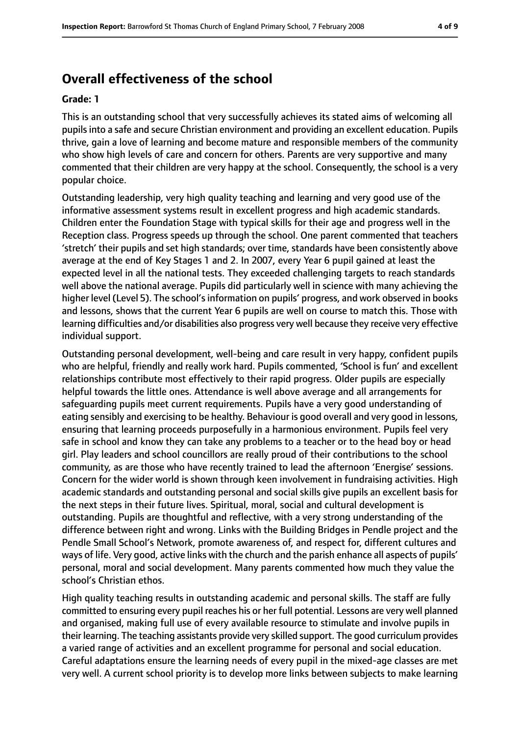## Overall effectiveness of the school

**Grade: 1**

This is an outstanding school that very successfully achieves its stated aims of welcoming all pupils into a safe and secure Christian environment and providing an excellent education. Pupils thrive, gain a love of learning and become mature and responsible members of the community who show high levels of care and concern for others. Parents are very supportive and many commented that their children are very happy at the school. Consequently, the school is a very popular choice.

Outstanding leadership, very high quality teaching and learning and very good use of the informative assessment systems result in excellent progress and high academic standards. Children enter the Foundation Stage with typical skills for their age and progress well in the Reception class. Progress speeds up through the school. One parent commented that teachers 'stretch' their pupils and set high standards; over time, standards have been consistently above average at the end of Key Stages 1 and 2. In 2007, every Year 6 pupil gained at least the expected level in all the national tests. They exceeded challenging targets to reach standards well above the national average. Pupils did particularly well in science with many achieving the higher level (Level 5). The school's information on pupils' progress, and work observed in books and lessons, shows that the current Year 6 pupils are well on course to match this. Those with learning difficulties and/or disabilities also progress very well because they receive very effective individual support.

Outstanding personal development, well-being and care result in very happy, confident pupils who are helpful, friendly and really work hard. Pupils commented, 'School is fun' and excellent relationships contribute most effectively to their rapid progress. Older pupils are especially helpful towards the little ones. Attendance is well above average and all arrangements for safeguarding pupils meet current requirements. Pupils have a very good understanding of eating sensibly and exercising to be healthy. Behaviour is good overall and very good in lessons, ensuring that learning proceeds purposefully in a harmonious environment. Pupils feel very safe in school and know they can take any problems to a teacher or to the head boy or head girl. Play leaders and school councillors are really proud of their contributions to the school community, as are those who have recently trained to lead the afternoon 'Energise' sessions. Concern for the wider world is shown through keen involvement in fundraising activities. High academic standards and outstanding personal and social skills give pupils an excellent basis for the next steps in their future lives. Spiritual, moral, social and cultural development is outstanding. Pupils are thoughtful and reflective, with a very strong understanding of the difference between right and wrong. Links with the Building Bridges in Pendle project and the Pendle Small School's Network, promote awareness of, and respect for, different cultures and ways of life. Very good, active links with the church and the parish enhance all aspects of pupils' personal, moral and social development. Many parents commented how much they value the school's Christian ethos.

High quality teaching results in outstanding academic and personal skills. The staff are fully committed to ensuring every pupil reaches his or her full potential. Lessons are very well planned and organised, making full use of every available resource to stimulate and involve pupils in their learning. The teaching assistants provide very skilled support. The good curriculum provides a varied range of activities and an excellent programme for personal and social education. Careful adaptations ensure the learning needs of every pupil in the mixed-age classes are met very well. A current school priority is to develop more links between subjects to make learning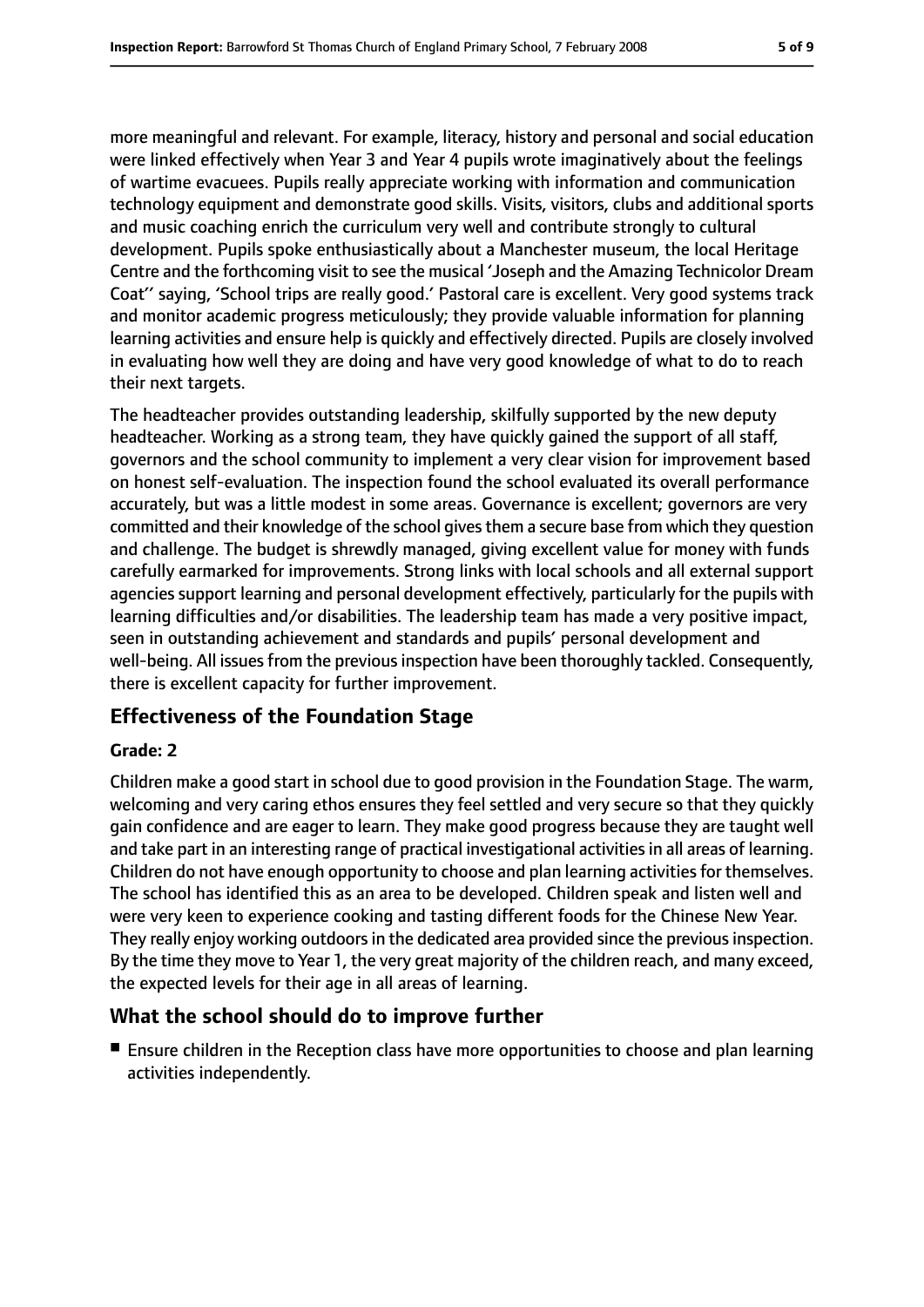more meaningful and relevant. For example, literacy, history and personal and social education were linked effectively when Year 3 and Year 4 pupils wrote imaginatively about the feelings of wartime evacuees. Pupils really appreciate working with information and communication technology equipment and demonstrate good skills. Visits, visitors, clubs and additional sports and music coaching enrich the curriculum very well and contribute strongly to cultural development. Pupils spoke enthusiastically about a Manchester museum, the local Heritage Centre and the forthcoming visit to see the musical 'Joseph and the Amazing Technicolor Dream Coat'' saying, 'School trips are really good.' Pastoral care is excellent. Very good systems track and monitor academic progress meticulously; they provide valuable information for planning learning activities and ensure help is quickly and effectively directed. Pupils are closely involved in evaluating how well they are doing and have very good knowledge of what to do to reach their next targets.

The headteacher provides outstanding leadership, skilfully supported by the new deputy headteacher. Working as a strong team, they have quickly gained the support of all staff, governors and the school community to implement a very clear vision for improvement based on honest self-evaluation. The inspection found the school evaluated its overall performance accurately, but was a little modest in some areas. Governance is excellent; governors are very committed and their knowledge of the school gives them a secure base from which they question and challenge. The budget is shrewdly managed, giving excellent value for money with funds carefully earmarked for improvements. Strong links with local schools and all external support agencies support learning and personal development effectively, particularly for the pupils with learning difficulties and/or disabilities. The leadership team has made a very positive impact, seen in outstanding achievement and standards and pupils' personal development and well-being. All issues from the previous inspection have been thoroughly tackled. Consequently, there is excellent capacity for further improvement.

## Effectiveness of the Foundation Stage

**Grade: 2**

Children make a good start in school due to good provision in the Foundation Stage. The warm, welcoming and very caring ethos ensures they feel settled and very secure so that they quickly gain confidence and are eager to learn. They make good progress because they are taught well and take part in an interesting range of practical investigational activities in all areas of learning. Children do not have enough opportunity to choose and plan learning activities for themselves. The school has identified this as an area to be developed. Children speak and listen well and were very keen to experience cooking and tasting different foods for the Chinese New Year. They really enjoy working outdoors in the dedicated area provided since the previous inspection. By the time they move to Year 1, the very great majority of the children reach, and many exceed, the expected levels for their age in all areas of learning.

## What the school should do to improve further

- Ensure children in the Reception class have more opportunities to choose and plan learning activities independently.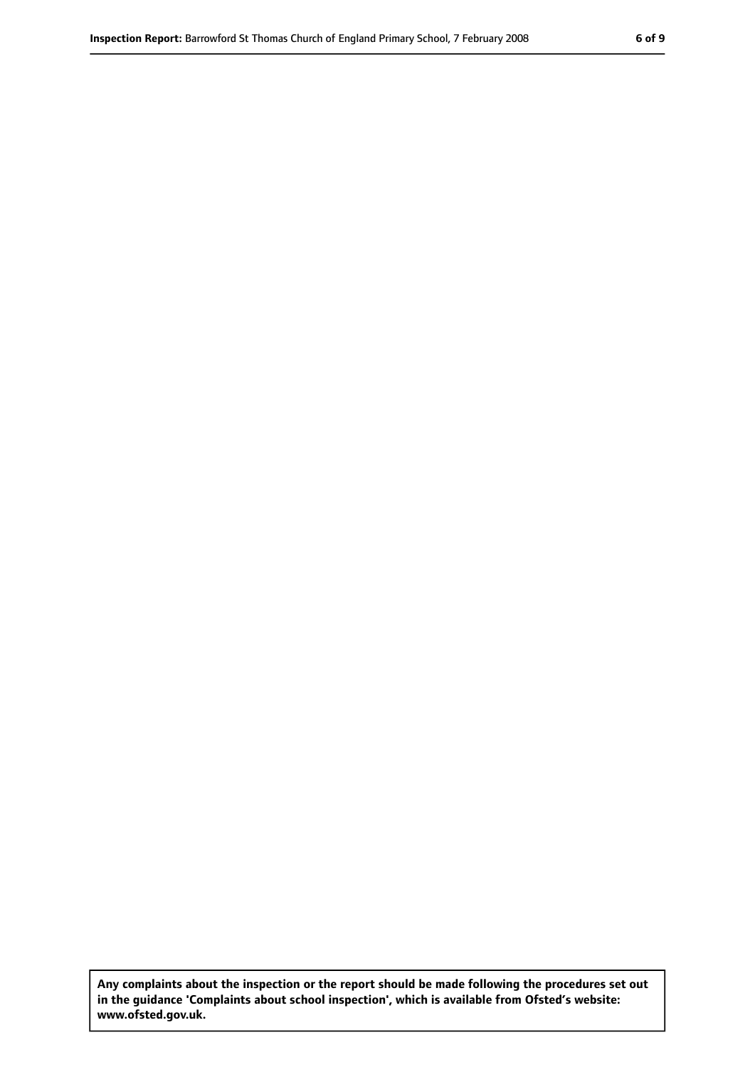**Any complaints about the inspection or the report should be made following the procedures set out in the guidance 'Complaints about school inspection', which is available from Ofsted's website: www.ofsted.gov.uk.**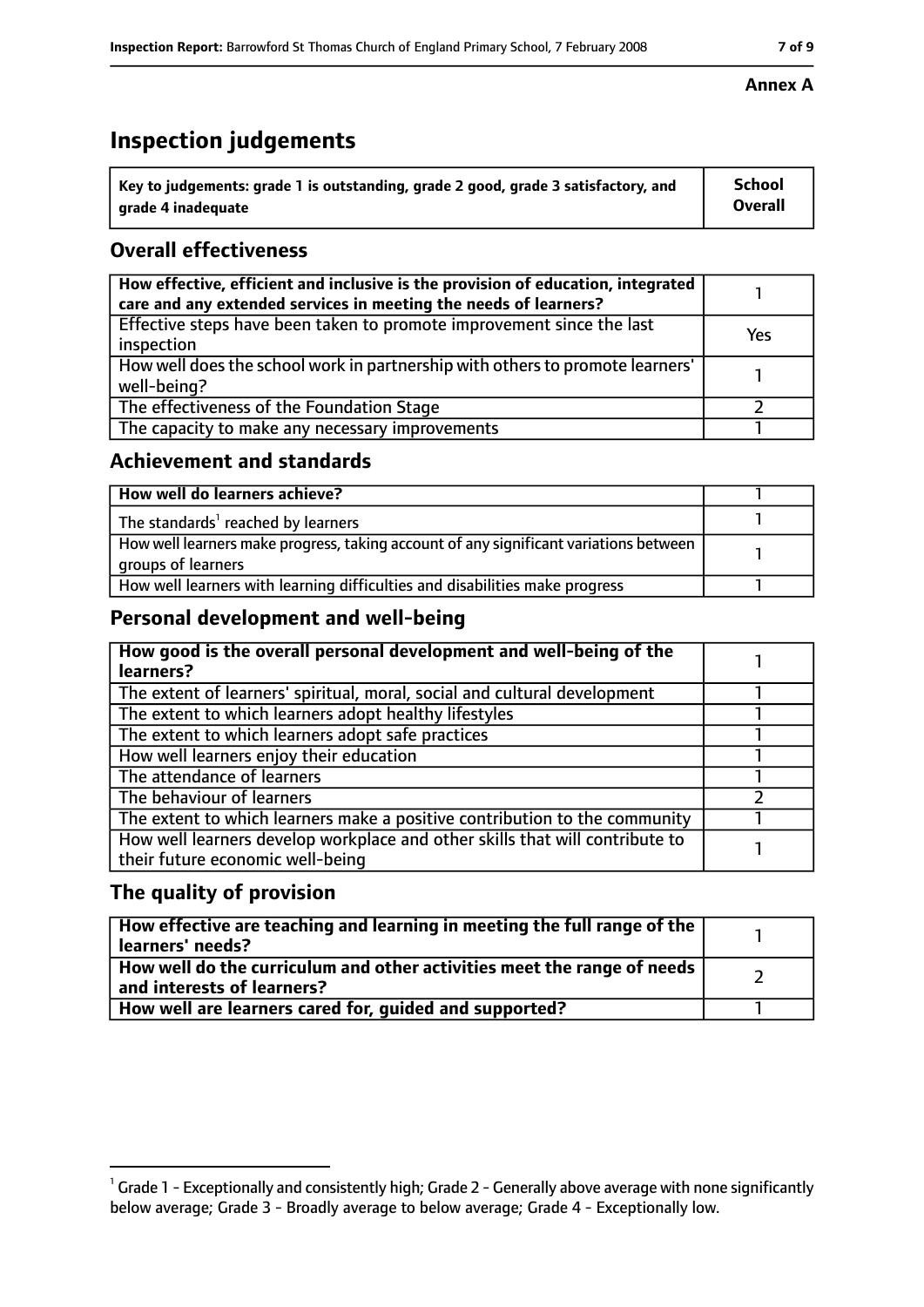**Annex A**

# Inspection judgements

| Key to judgements: grade 1 is outstanding, grade 2 good, grade 3 satisfactory, and grade 4 inadequate | School Overall |
|---|---|

## Overall effectiveness

| | |
|---|---|
| How effective, efficient and inclusive is the provision of education, integrated care and any extended services in meeting the needs of learners? | 1 |
| Effective steps have been taken to promote improvement since the last inspection | Yes |
| How well does the school work in partnership with others to promote learners' well-being? | 1 |
| The effectiveness of the Foundation Stage | 2 |
| The capacity to make any necessary improvements | 1 |

## Achievement and standards

| | |
|---|---|
| How well do learners achieve? | 1 |
| The standards[1] reached by learners | 1 |
| How well learners make progress, taking account of any significant variations between groups of learners | 1 |
| How well learners with learning difficulties and disabilities make progress | 1 |

## Personal development and well-being

| | |
|---|---|
| How good is the overall personal development and well-being of the learners? | 1 |
| The extent of learners' spiritual, moral, social and cultural development | 1 |
| The extent to which learners adopt healthy lifestyles | 1 |
| The extent to which learners adopt safe practices | 1 |
| How well learners enjoy their education | 1 |
| The attendance of learners | 1 |
| The behaviour of learners | 2 |
| The extent to which learners make a positive contribution to the community | 1 |
| How well learners develop workplace and other skills that will contribute to their future economic well-being | 1 |

## The quality of provision

| | |
|---|---|
| How effective are teaching and learning in meeting the full range of the learners' needs? | 1 |
| How well do the curriculum and other activities meet the range of needs and interests of learners? | 2 |
| How well are learners cared for, guided and supported? | 1 |

[1] Grade 1 - Exceptionally and consistently high; Grade 2 - Generally above average with none significantly below average; Grade 3 - Broadly average to below average; Grade 4 - Exceptionally low.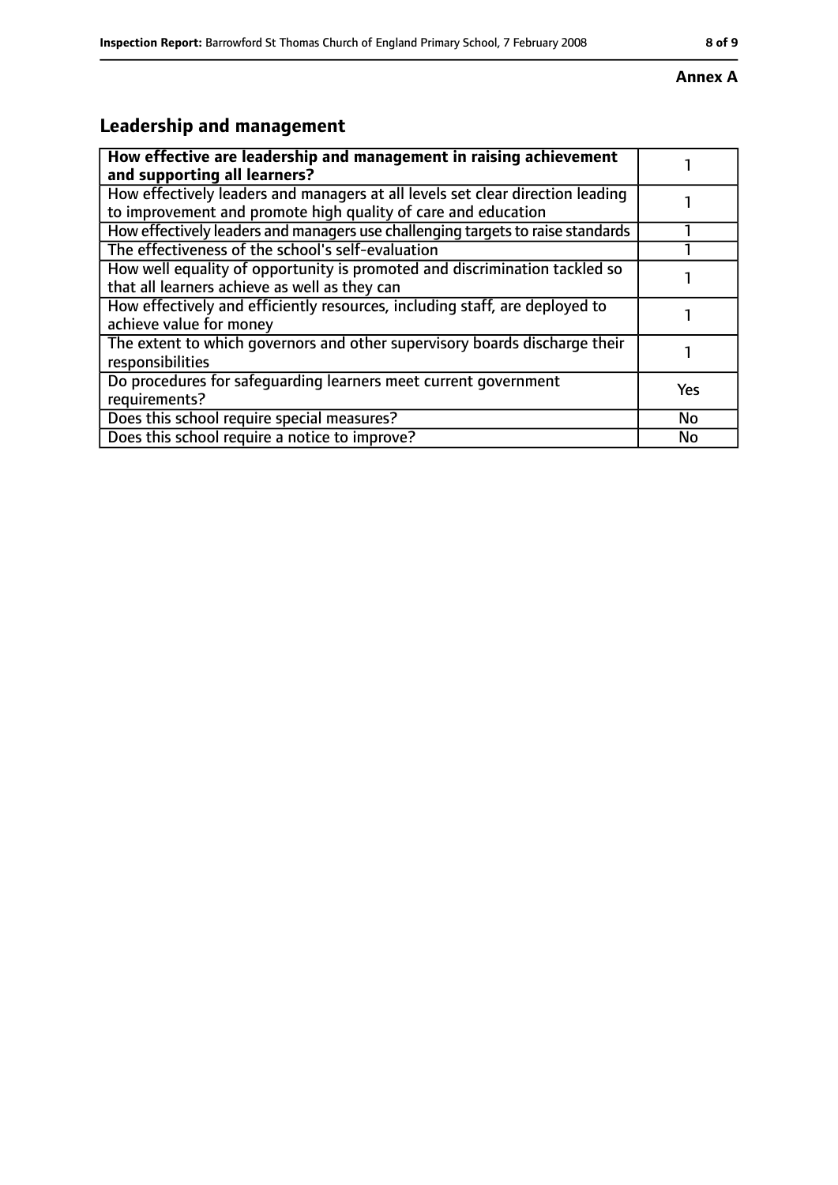**Annex A**

## Leadership and management

| **How effective are leadership and management in raising achievement and supporting all learners?** | 1 |
|---|---|
| How effectively leaders and managers at all levels set clear direction leading to improvement and promote high quality of care and education | 1 |
| How effectively leaders and managers use challenging targets to raise standards | 1 |
| The effectiveness of the school's self-evaluation | 1 |
| How well equality of opportunity is promoted and discrimination tackled so that all learners achieve as well as they can | 1 |
| How effectively and efficiently resources, including staff, are deployed to achieve value for money | 1 |
| The extent to which governors and other supervisory boards discharge their responsibilities | 1 |
| Do procedures for safeguarding learners meet current government requirements? | Yes |
| Does this school require special measures? | No |
| Does this school require a notice to improve? | No |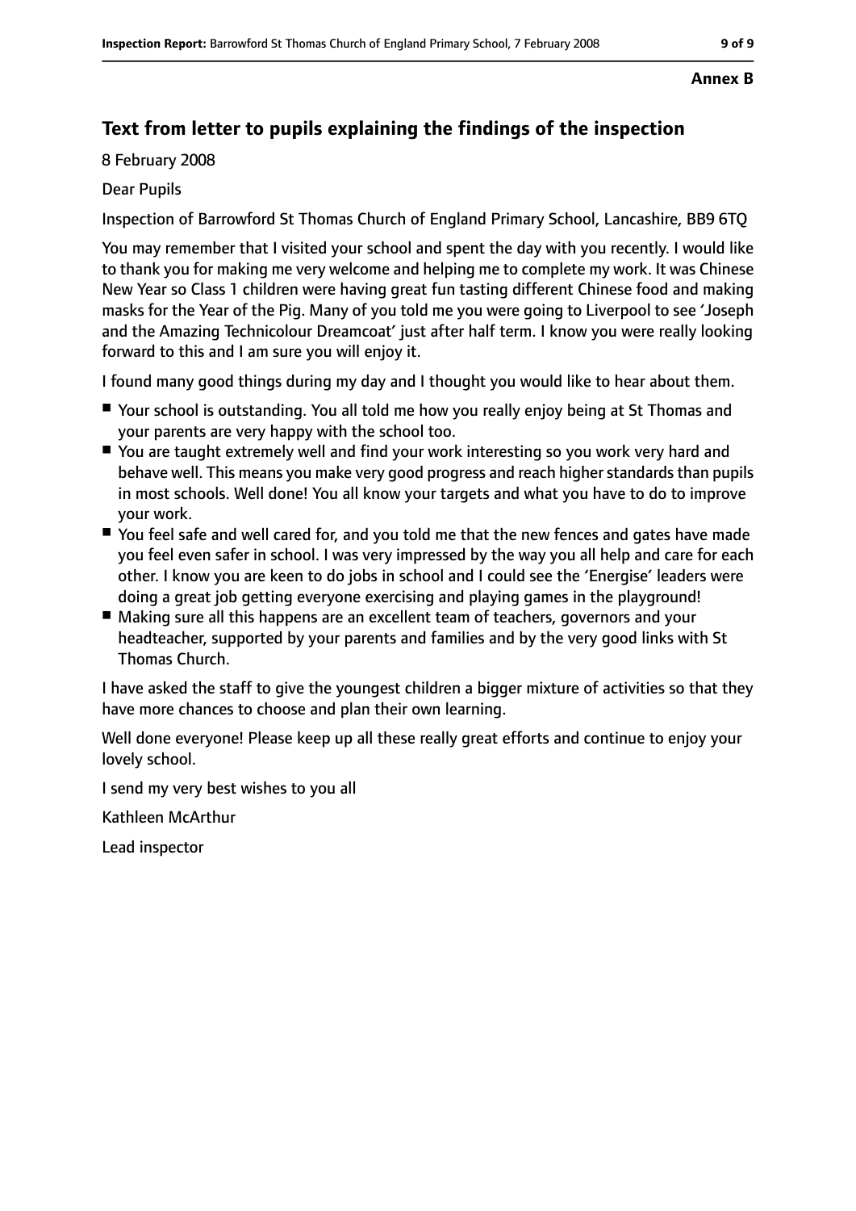**Annex B**

## Text from letter to pupils explaining the findings of the inspection

8 February 2008

Dear Pupils

Inspection of Barrowford St Thomas Church of England Primary School, Lancashire, BB9 6TQ

You may remember that I visited your school and spent the day with you recently. I would like to thank you for making me very welcome and helping me to complete my work. It was Chinese New Year so Class 1 children were having great fun tasting different Chinese food and making masks for the Year of the Pig. Many of you told me you were going to Liverpool to see 'Joseph and the Amazing Technicolour Dreamcoat' just after half term. I know you were really looking forward to this and I am sure you will enjoy it.

I found many good things during my day and I thought you would like to hear about them.

- Your school is outstanding. You all told me how you really enjoy being at St Thomas and your parents are very happy with the school too.
- You are taught extremely well and find your work interesting so you work very hard and behave well. This means you make very good progress and reach higher standards than pupils in most schools. Well done! You all know your targets and what you have to do to improve your work.
- You feel safe and well cared for, and you told me that the new fences and gates have made you feel even safer in school. I was very impressed by the way you all help and care for each other. I know you are keen to do jobs in school and I could see the 'Energise' leaders were doing a great job getting everyone exercising and playing games in the playground!
- Making sure all this happens are an excellent team of teachers, governors and your headteacher, supported by your parents and families and by the very good links with St Thomas Church.

I have asked the staff to give the youngest children a bigger mixture of activities so that they have more chances to choose and plan their own learning.

Well done everyone! Please keep up all these really great efforts and continue to enjoy your lovely school.

I send my very best wishes to you all

Kathleen McArthur

Lead inspector